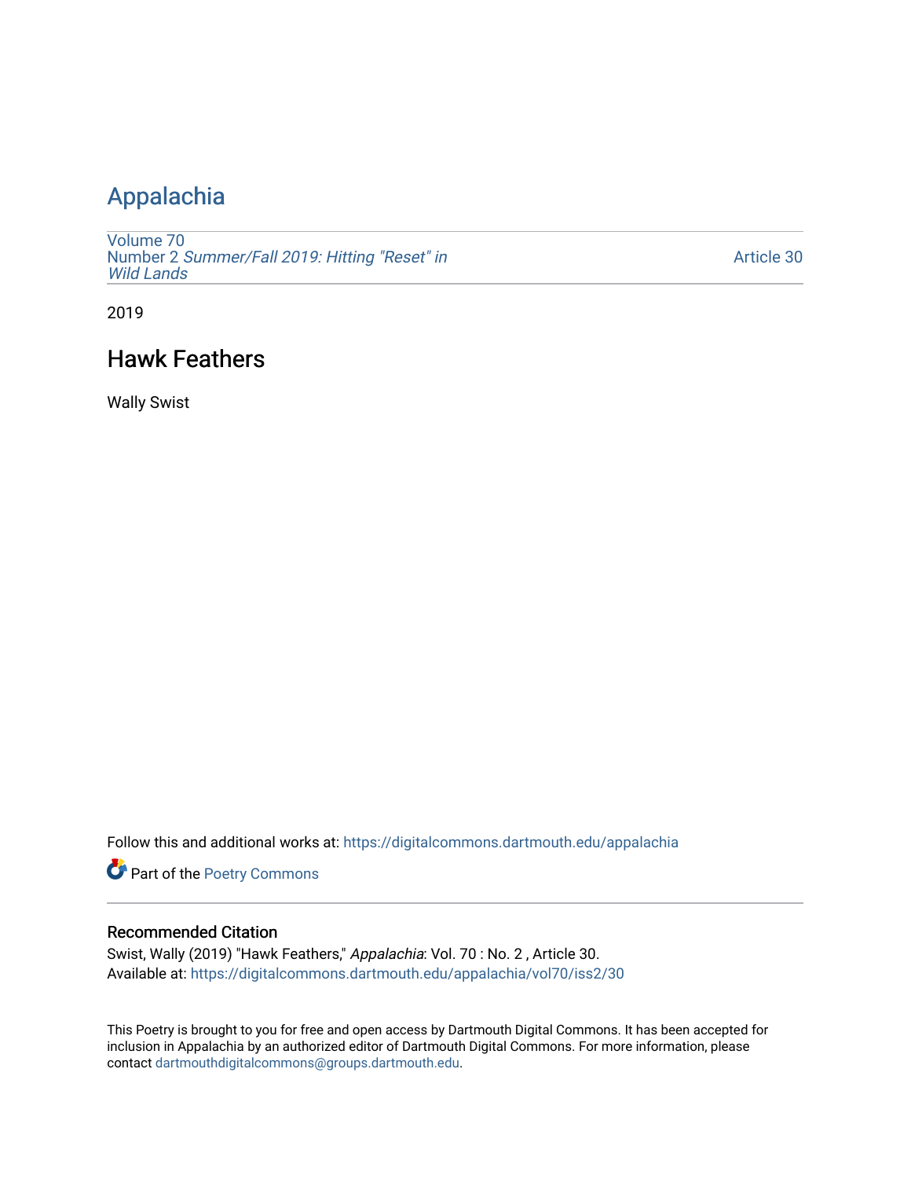# Appalachia

Volume 70
Number 2 *Summer/Fall 2019: Hitting "Reset" in Wild Lands*

Article 30

2019

## Hawk Feathers

Wally Swist

Follow this and additional works at: https://digitalcommons.dartmouth.edu/appalachia

Part of the Poetry Commons

### Recommended Citation

Swist, Wally (2019) "Hawk Feathers," *Appalachia*: Vol. 70 : No. 2 , Article 30.
Available at: https://digitalcommons.dartmouth.edu/appalachia/vol70/iss2/30

This Poetry is brought to you for free and open access by Dartmouth Digital Commons. It has been accepted for inclusion in Appalachia by an authorized editor of Dartmouth Digital Commons. For more information, please contact dartmouthdigitalcommons@groups.dartmouth.edu.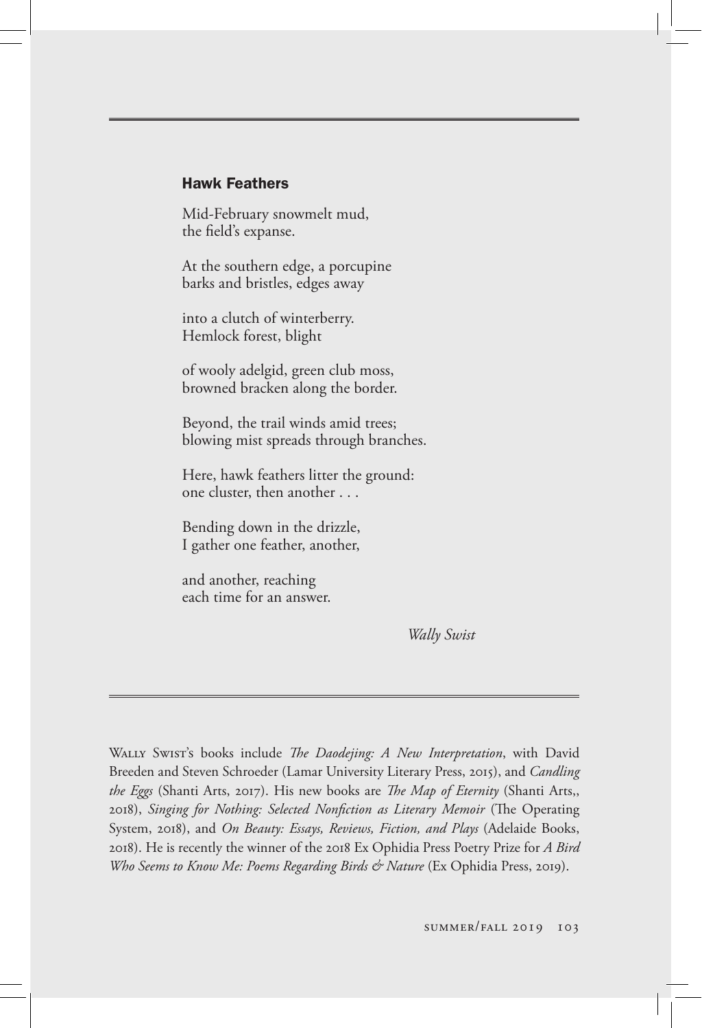## Hawk Feathers

Mid-February snowmelt mud,
the field's expanse.

At the southern edge, a porcupine
barks and bristles, edges away

into a clutch of winterberry.
Hemlock forest, blight

of wooly adelgid, green club moss,
browned bracken along the border.

Beyond, the trail winds amid trees;
blowing mist spreads through branches.

Here, hawk feathers litter the ground:
one cluster, then another . . .

Bending down in the drizzle,
I gather one feather, another,

and another, reaching
each time for an answer.

*Wally Swist*

---

Wally Swist's books include *The Daodejing: A New Interpretation*, with David Breeden and Steven Schroeder (Lamar University Literary Press, 2015), and *Candling the Eggs* (Shanti Arts, 2017). His new books are *The Map of Eternity* (Shanti Arts,, 2018), *Singing for Nothing: Selected Nonfiction as Literary Memoir* (The Operating System, 2018), and *On Beauty: Essays, Reviews, Fiction, and Plays* (Adelaide Books, 2018). He is recently the winner of the 2018 Ex Ophidia Press Poetry Prize for *A Bird Who Seems to Know Me: Poems Regarding Birds & Nature* (Ex Ophidia Press, 2019).